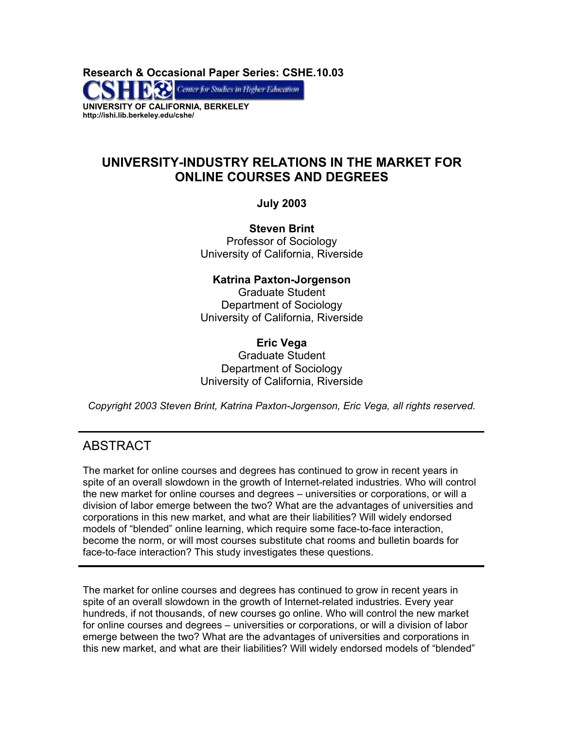**Research & Occasional Paper Series: CSHE.10.03**

CSHE Center for Studies in Higher Education

**UNIVERSITY OF CALIFORNIA, BERKELEY**
**http://ishi.lib.berkeley.edu/cshe/**

# UNIVERSITY-INDUSTRY RELATIONS IN THE MARKET FOR ONLINE COURSES AND DEGREES

**July 2003**

**Steven Brint**
Professor of Sociology
University of California, Riverside

**Katrina Paxton-Jorgenson**
Graduate Student
Department of Sociology
University of California, Riverside

**Eric Vega**
Graduate Student
Department of Sociology
University of California, Riverside

*Copyright 2003 Steven Brint, Katrina Paxton-Jorgenson, Eric Vega, all rights reserved.*

---

## ABSTRACT

The market for online courses and degrees has continued to grow in recent years in spite of an overall slowdown in the growth of Internet-related industries. Who will control the new market for online courses and degrees – universities or corporations, or will a division of labor emerge between the two? What are the advantages of universities and corporations in this new market, and what are their liabilities? Will widely endorsed models of "blended" online learning, which require some face-to-face interaction, become the norm, or will most courses substitute chat rooms and bulletin boards for face-to-face interaction? This study investigates these questions.

---

The market for online courses and degrees has continued to grow in recent years in spite of an overall slowdown in the growth of Internet-related industries. Every year hundreds, if not thousands, of new courses go online. Who will control the new market for online courses and degrees – universities or corporations, or will a division of labor emerge between the two? What are the advantages of universities and corporations in this new market, and what are their liabilities? Will widely endorsed models of "blended"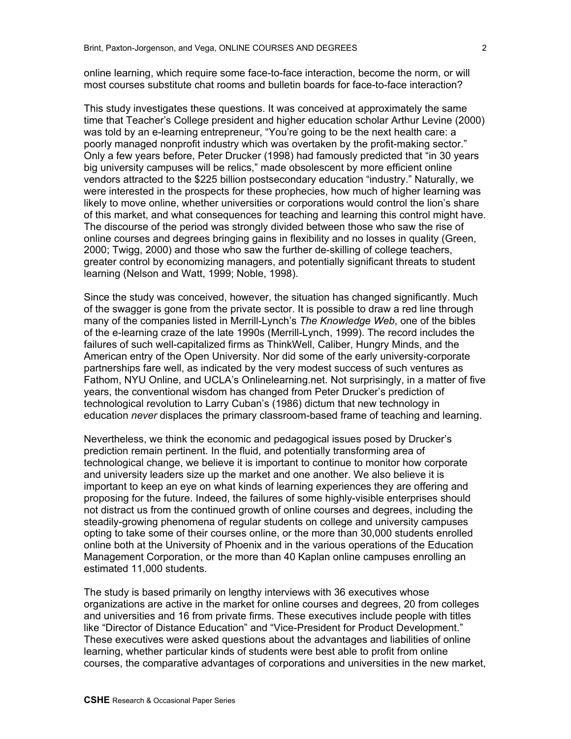online learning, which require some face-to-face interaction, become the norm, or will most courses substitute chat rooms and bulletin boards for face-to-face interaction?

This study investigates these questions. It was conceived at approximately the same time that Teacher's College president and higher education scholar Arthur Levine (2000) was told by an e-learning entrepreneur, "You're going to be the next health care: a poorly managed nonprofit industry which was overtaken by the profit-making sector." Only a few years before, Peter Drucker (1998) had famously predicted that "in 30 years big university campuses will be relics," made obsolescent by more efficient online vendors attracted to the $225 billion postsecondary education "industry." Naturally, we were interested in the prospects for these prophecies, how much of higher learning was likely to move online, whether universities or corporations would control the lion's share of this market, and what consequences for teaching and learning this control might have. The discourse of the period was strongly divided between those who saw the rise of online courses and degrees bringing gains in flexibility and no losses in quality (Green, 2000; Twigg, 2000) and those who saw the further de-skilling of college teachers, greater control by economizing managers, and potentially significant threats to student learning (Nelson and Watt, 1999; Noble, 1998).

Since the study was conceived, however, the situation has changed significantly. Much of the swagger is gone from the private sector. It is possible to draw a red line through many of the companies listed in Merrill-Lynch's *The Knowledge Web*, one of the bibles of the e-learning craze of the late 1990s (Merrill-Lynch, 1999). The record includes the failures of such well-capitalized firms as ThinkWell, Caliber, Hungry Minds, and the American entry of the Open University. Nor did some of the early university-corporate partnerships fare well, as indicated by the very modest success of such ventures as Fathom, NYU Online, and UCLA's Onlinelearning.net. Not surprisingly, in a matter of five years, the conventional wisdom has changed from Peter Drucker's prediction of technological revolution to Larry Cuban's (1986) dictum that new technology in education *never* displaces the primary classroom-based frame of teaching and learning.

Nevertheless, we think the economic and pedagogical issues posed by Drucker's prediction remain pertinent. In the fluid, and potentially transforming area of technological change, we believe it is important to continue to monitor how corporate and university leaders size up the market and one another. We also believe it is important to keep an eye on what kinds of learning experiences they are offering and proposing for the future. Indeed, the failures of some highly-visible enterprises should not distract us from the continued growth of online courses and degrees, including the steadily-growing phenomena of regular students on college and university campuses opting to take some of their courses online, or the more than 30,000 students enrolled online both at the University of Phoenix and in the various operations of the Education Management Corporation, or the more than 40 Kaplan online campuses enrolling an estimated 11,000 students.

The study is based primarily on lengthy interviews with 36 executives whose organizations are active in the market for online courses and degrees, 20 from colleges and universities and 16 from private firms. These executives include people with titles like "Director of Distance Education" and "Vice-President for Product Development." These executives were asked questions about the advantages and liabilities of online learning, whether particular kinds of students were best able to profit from online courses, the comparative advantages of corporations and universities in the new market,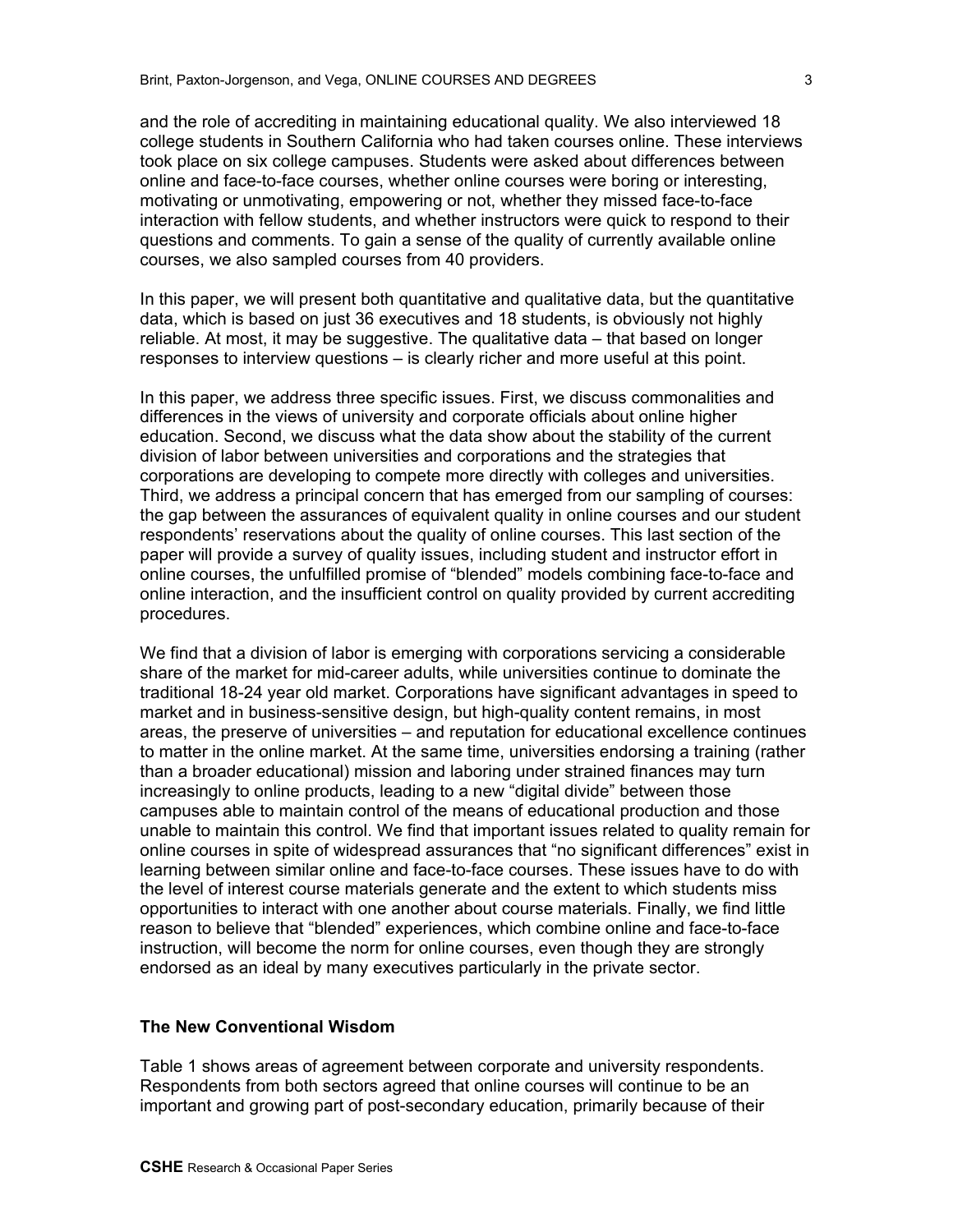and the role of accrediting in maintaining educational quality. We also interviewed 18 college students in Southern California who had taken courses online. These interviews took place on six college campuses. Students were asked about differences between online and face-to-face courses, whether online courses were boring or interesting, motivating or unmotivating, empowering or not, whether they missed face-to-face interaction with fellow students, and whether instructors were quick to respond to their questions and comments. To gain a sense of the quality of currently available online courses, we also sampled courses from 40 providers.

In this paper, we will present both quantitative and qualitative data, but the quantitative data, which is based on just 36 executives and 18 students, is obviously not highly reliable. At most, it may be suggestive. The qualitative data – that based on longer responses to interview questions – is clearly richer and more useful at this point.

In this paper, we address three specific issues. First, we discuss commonalities and differences in the views of university and corporate officials about online higher education. Second, we discuss what the data show about the stability of the current division of labor between universities and corporations and the strategies that corporations are developing to compete more directly with colleges and universities. Third, we address a principal concern that has emerged from our sampling of courses: the gap between the assurances of equivalent quality in online courses and our student respondents' reservations about the quality of online courses. This last section of the paper will provide a survey of quality issues, including student and instructor effort in online courses, the unfulfilled promise of "blended" models combining face-to-face and online interaction, and the insufficient control on quality provided by current accrediting procedures.

We find that a division of labor is emerging with corporations servicing a considerable share of the market for mid-career adults, while universities continue to dominate the traditional 18-24 year old market. Corporations have significant advantages in speed to market and in business-sensitive design, but high-quality content remains, in most areas, the preserve of universities – and reputation for educational excellence continues to matter in the online market. At the same time, universities endorsing a training (rather than a broader educational) mission and laboring under strained finances may turn increasingly to online products, leading to a new "digital divide" between those campuses able to maintain control of the means of educational production and those unable to maintain this control. We find that important issues related to quality remain for online courses in spite of widespread assurances that "no significant differences" exist in learning between similar online and face-to-face courses. These issues have to do with the level of interest course materials generate and the extent to which students miss opportunities to interact with one another about course materials. Finally, we find little reason to believe that "blended" experiences, which combine online and face-to-face instruction, will become the norm for online courses, even though they are strongly endorsed as an ideal by many executives particularly in the private sector.

### The New Conventional Wisdom

Table 1 shows areas of agreement between corporate and university respondents. Respondents from both sectors agreed that online courses will continue to be an important and growing part of post-secondary education, primarily because of their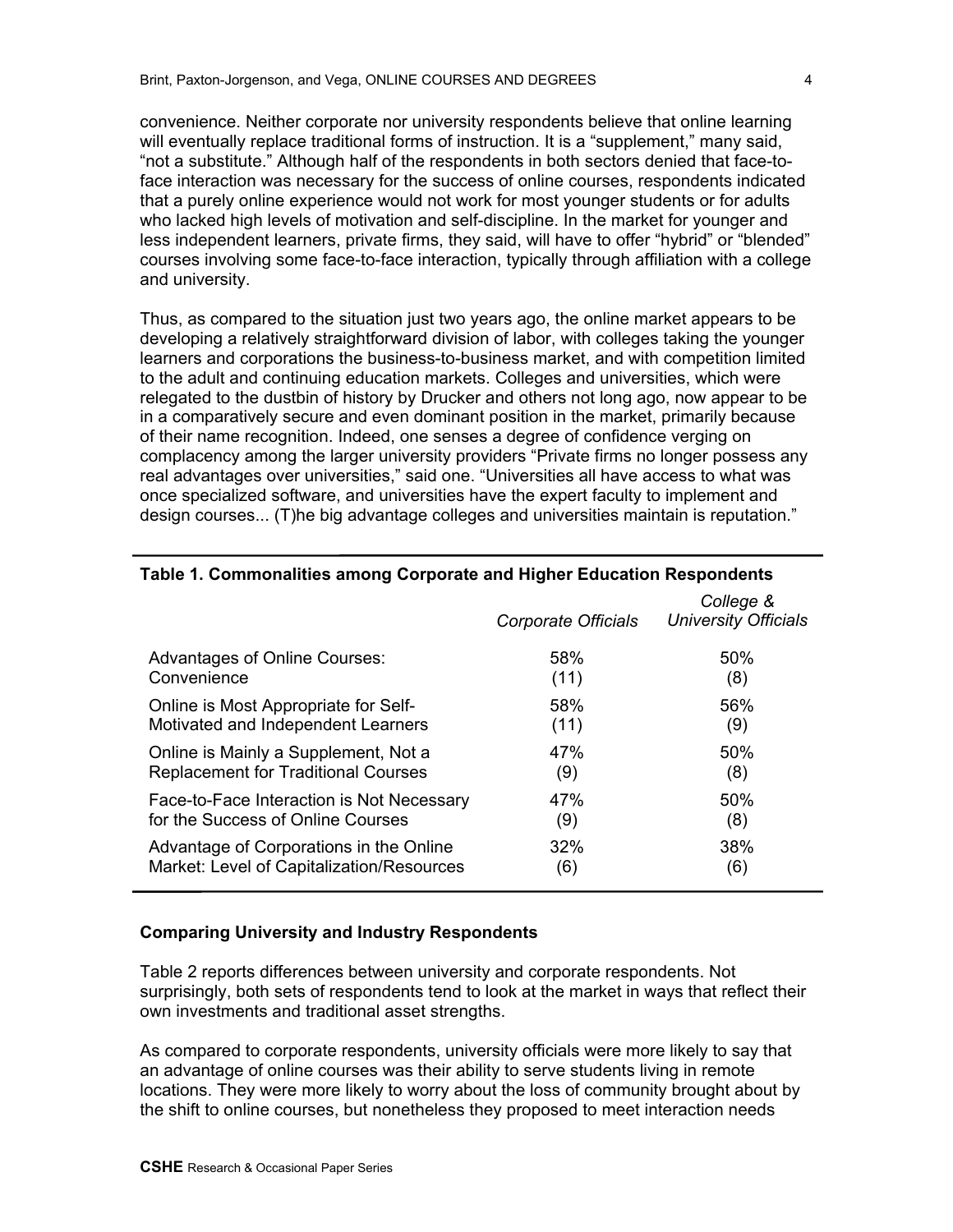convenience. Neither corporate nor university respondents believe that online learning will eventually replace traditional forms of instruction. It is a "supplement," many said, "not a substitute." Although half of the respondents in both sectors denied that face-to-face interaction was necessary for the success of online courses, respondents indicated that a purely online experience would not work for most younger students or for adults who lacked high levels of motivation and self-discipline. In the market for younger and less independent learners, private firms, they said, will have to offer "hybrid" or "blended" courses involving some face-to-face interaction, typically through affiliation with a college and university.

Thus, as compared to the situation just two years ago, the online market appears to be developing a relatively straightforward division of labor, with colleges taking the younger learners and corporations the business-to-business market, and with competition limited to the adult and continuing education markets. Colleges and universities, which were relegated to the dustbin of history by Drucker and others not long ago, now appear to be in a comparatively secure and even dominant position in the market, primarily because of their name recognition. Indeed, one senses a degree of confidence verging on complacency among the larger university providers "Private firms no longer possess any real advantages over universities," said one. "Universities all have access to what was once specialized software, and universities have the expert faculty to implement and design courses... (T)he big advantage colleges and universities maintain is reputation."

**Table 1. Commonalities among Corporate and Higher Education Respondents**

| | *Corporate Officials* | *College & University Officials* |
|---|---|---|
| Advantages of Online Courses: Convenience | 58% (11) | 50% (8) |
| Online is Most Appropriate for Self-Motivated and Independent Learners | 58% (11) | 56% (9) |
| Online is Mainly a Supplement, Not a Replacement for Traditional Courses | 47% (9) | 50% (8) |
| Face-to-Face Interaction is Not Necessary for the Success of Online Courses | 47% (9) | 50% (8) |
| Advantage of Corporations in the Online Market: Level of Capitalization/Resources | 32% (6) | 38% (6) |

### Comparing University and Industry Respondents

Table 2 reports differences between university and corporate respondents. Not surprisingly, both sets of respondents tend to look at the market in ways that reflect their own investments and traditional asset strengths.

As compared to corporate respondents, university officials were more likely to say that an advantage of online courses was their ability to serve students living in remote locations. They were more likely to worry about the loss of community brought about by the shift to online courses, but nonetheless they proposed to meet interaction needs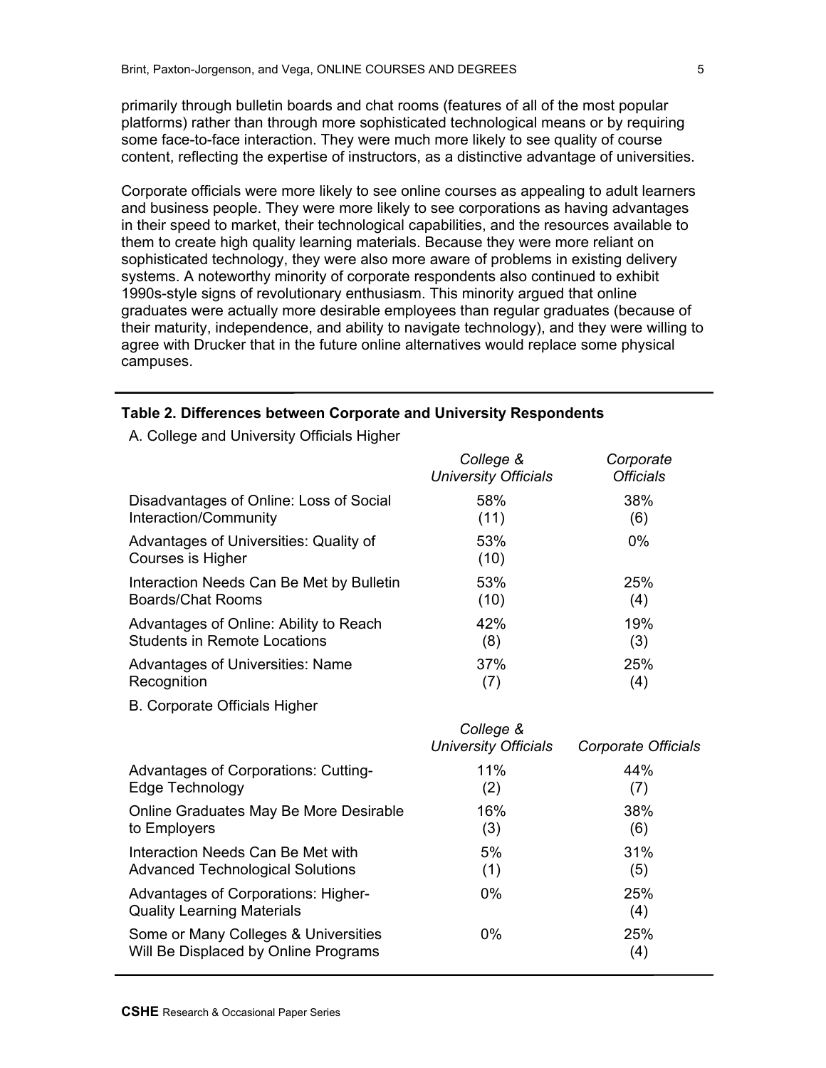primarily through bulletin boards and chat rooms (features of all of the most popular platforms) rather than through more sophisticated technological means or by requiring some face-to-face interaction. They were much more likely to see quality of course content, reflecting the expertise of instructors, as a distinctive advantage of universities.

Corporate officials were more likely to see online courses as appealing to adult learners and business people. They were more likely to see corporations as having advantages in their speed to market, their technological capabilities, and the resources available to them to create high quality learning materials. Because they were more reliant on sophisticated technology, they were also more aware of problems in existing delivery systems. A noteworthy minority of corporate respondents also continued to exhibit 1990s-style signs of revolutionary enthusiasm. This minority argued that online graduates were actually more desirable employees than regular graduates (because of their maturity, independence, and ability to navigate technology), and they were willing to agree with Drucker that in the future online alternatives would replace some physical campuses.

**Table 2. Differences between Corporate and University Respondents**

A. College and University Officials Higher

| | *College & University Officials* | *Corporate Officials* |
|---|---|---|
| Disadvantages of Online: Loss of Social Interaction/Community | 58% (11) | 38% (6) |
| Advantages of Universities: Quality of Courses is Higher | 53% (10) | 0% |
| Interaction Needs Can Be Met by Bulletin Boards/Chat Rooms | 53% (10) | 25% (4) |
| Advantages of Online: Ability to Reach Students in Remote Locations | 42% (8) | 19% (3) |
| Advantages of Universities: Name Recognition | 37% (7) | 25% (4) |

B. Corporate Officials Higher

| | *College & University Officials* | *Corporate Officials* |
|---|---|---|
| Advantages of Corporations: Cutting-Edge Technology | 11% (2) | 44% (7) |
| Online Graduates May Be More Desirable to Employers | 16% (3) | 38% (6) |
| Interaction Needs Can Be Met with Advanced Technological Solutions | 5% (1) | 31% (5) |
| Advantages of Corporations: Higher-Quality Learning Materials | 0% | 25% (4) |
| Some or Many Colleges & Universities Will Be Displaced by Online Programs | 0% | 25% (4) |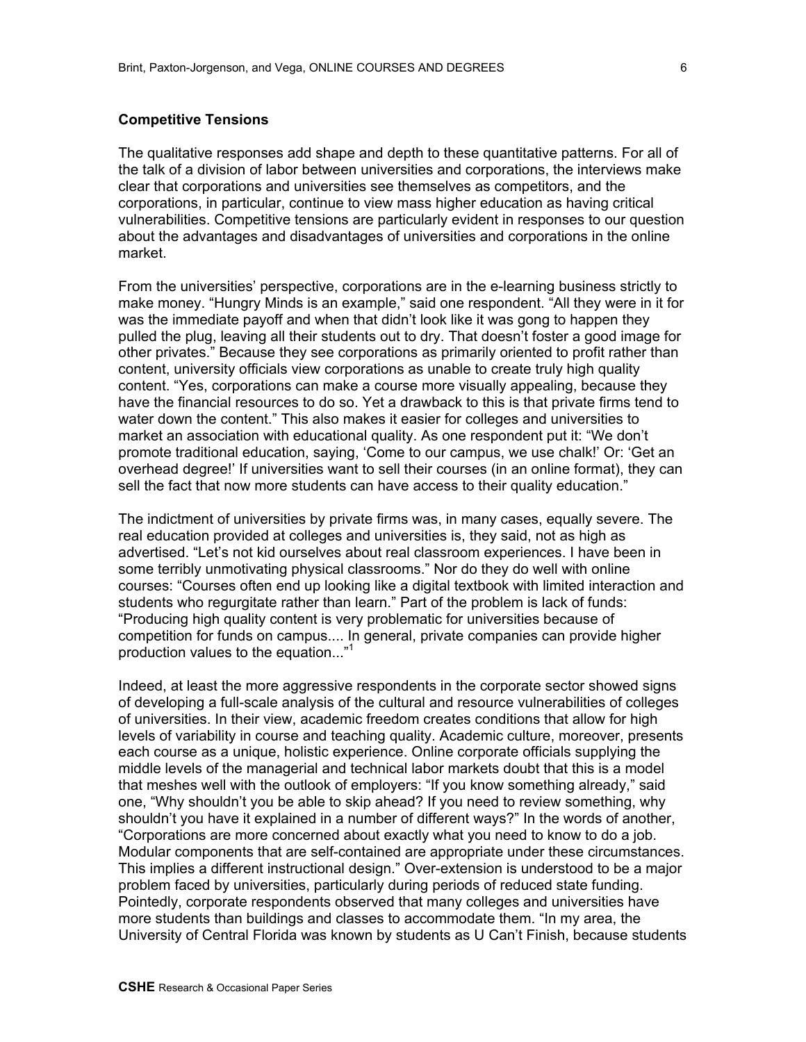**Competitive Tensions**

The qualitative responses add shape and depth to these quantitative patterns. For all of the talk of a division of labor between universities and corporations, the interviews make clear that corporations and universities see themselves as competitors, and the corporations, in particular, continue to view mass higher education as having critical vulnerabilities. Competitive tensions are particularly evident in responses to our question about the advantages and disadvantages of universities and corporations in the online market.

From the universities' perspective, corporations are in the e-learning business strictly to make money. "Hungry Minds is an example," said one respondent. "All they were in it for was the immediate payoff and when that didn't look like it was gong to happen they pulled the plug, leaving all their students out to dry. That doesn't foster a good image for other privates." Because they see corporations as primarily oriented to profit rather than content, university officials view corporations as unable to create truly high quality content. "Yes, corporations can make a course more visually appealing, because they have the financial resources to do so. Yet a drawback to this is that private firms tend to water down the content." This also makes it easier for colleges and universities to market an association with educational quality. As one respondent put it: "We don't promote traditional education, saying, 'Come to our campus, we use chalk!' Or: 'Get an overhead degree!' If universities want to sell their courses (in an online format), they can sell the fact that now more students can have access to their quality education."

The indictment of universities by private firms was, in many cases, equally severe. The real education provided at colleges and universities is, they said, not as high as advertised. "Let's not kid ourselves about real classroom experiences. I have been in some terribly unmotivating physical classrooms." Nor do they do well with online courses: "Courses often end up looking like a digital textbook with limited interaction and students who regurgitate rather than learn." Part of the problem is lack of funds: "Producing high quality content is very problematic for universities because of competition for funds on campus.... In general, private companies can provide higher production values to the equation..."[1]

Indeed, at least the more aggressive respondents in the corporate sector showed signs of developing a full-scale analysis of the cultural and resource vulnerabilities of colleges of universities. In their view, academic freedom creates conditions that allow for high levels of variability in course and teaching quality. Academic culture, moreover, presents each course as a unique, holistic experience. Online corporate officials supplying the middle levels of the managerial and technical labor markets doubt that this is a model that meshes well with the outlook of employers: "If you know something already," said one, "Why shouldn't you be able to skip ahead? If you need to review something, why shouldn't you have it explained in a number of different ways?" In the words of another, "Corporations are more concerned about exactly what you need to know to do a job. Modular components that are self-contained are appropriate under these circumstances. This implies a different instructional design." Over-extension is understood to be a major problem faced by universities, particularly during periods of reduced state funding. Pointedly, corporate respondents observed that many colleges and universities have more students than buildings and classes to accommodate them. "In my area, the University of Central Florida was known by students as U Can't Finish, because students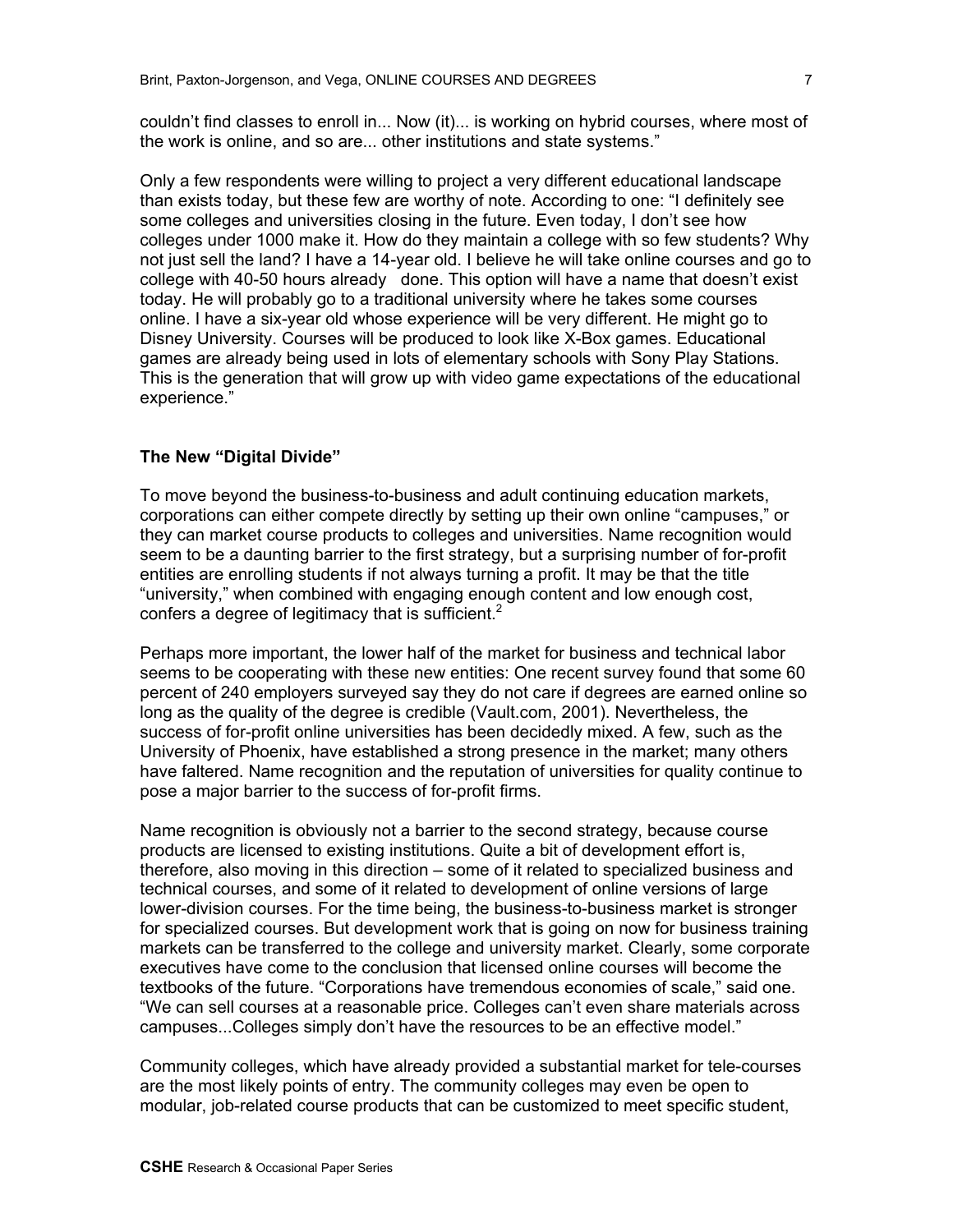couldn't find classes to enroll in... Now (it)... is working on hybrid courses, where most of the work is online, and so are... other institutions and state systems."

Only a few respondents were willing to project a very different educational landscape than exists today, but these few are worthy of note. According to one: "I definitely see some colleges and universities closing in the future. Even today, I don't see how colleges under 1000 make it. How do they maintain a college with so few students? Why not just sell the land? I have a 14-year old. I believe he will take online courses and go to college with 40-50 hours already done. This option will have a name that doesn't exist today. He will probably go to a traditional university where he takes some courses online. I have a six-year old whose experience will be very different. He might go to Disney University. Courses will be produced to look like X-Box games. Educational games are already being used in lots of elementary schools with Sony Play Stations. This is the generation that will grow up with video game expectations of the educational experience."

### The New "Digital Divide"

To move beyond the business-to-business and adult continuing education markets, corporations can either compete directly by setting up their own online "campuses," or they can market course products to colleges and universities. Name recognition would seem to be a daunting barrier to the first strategy, but a surprising number of for-profit entities are enrolling students if not always turning a profit. It may be that the title "university," when combined with engaging enough content and low enough cost, confers a degree of legitimacy that is sufficient.[2]

Perhaps more important, the lower half of the market for business and technical labor seems to be cooperating with these new entities: One recent survey found that some 60 percent of 240 employers surveyed say they do not care if degrees are earned online so long as the quality of the degree is credible (Vault.com, 2001). Nevertheless, the success of for-profit online universities has been decidedly mixed. A few, such as the University of Phoenix, have established a strong presence in the market; many others have faltered. Name recognition and the reputation of universities for quality continue to pose a major barrier to the success of for-profit firms.

Name recognition is obviously not a barrier to the second strategy, because course products are licensed to existing institutions. Quite a bit of development effort is, therefore, also moving in this direction – some of it related to specialized business and technical courses, and some of it related to development of online versions of large lower-division courses. For the time being, the business-to-business market is stronger for specialized courses. But development work that is going on now for business training markets can be transferred to the college and university market. Clearly, some corporate executives have come to the conclusion that licensed online courses will become the textbooks of the future. "Corporations have tremendous economies of scale," said one. "We can sell courses at a reasonable price. Colleges can't even share materials across campuses...Colleges simply don't have the resources to be an effective model."

Community colleges, which have already provided a substantial market for tele-courses are the most likely points of entry. The community colleges may even be open to modular, job-related course products that can be customized to meet specific student,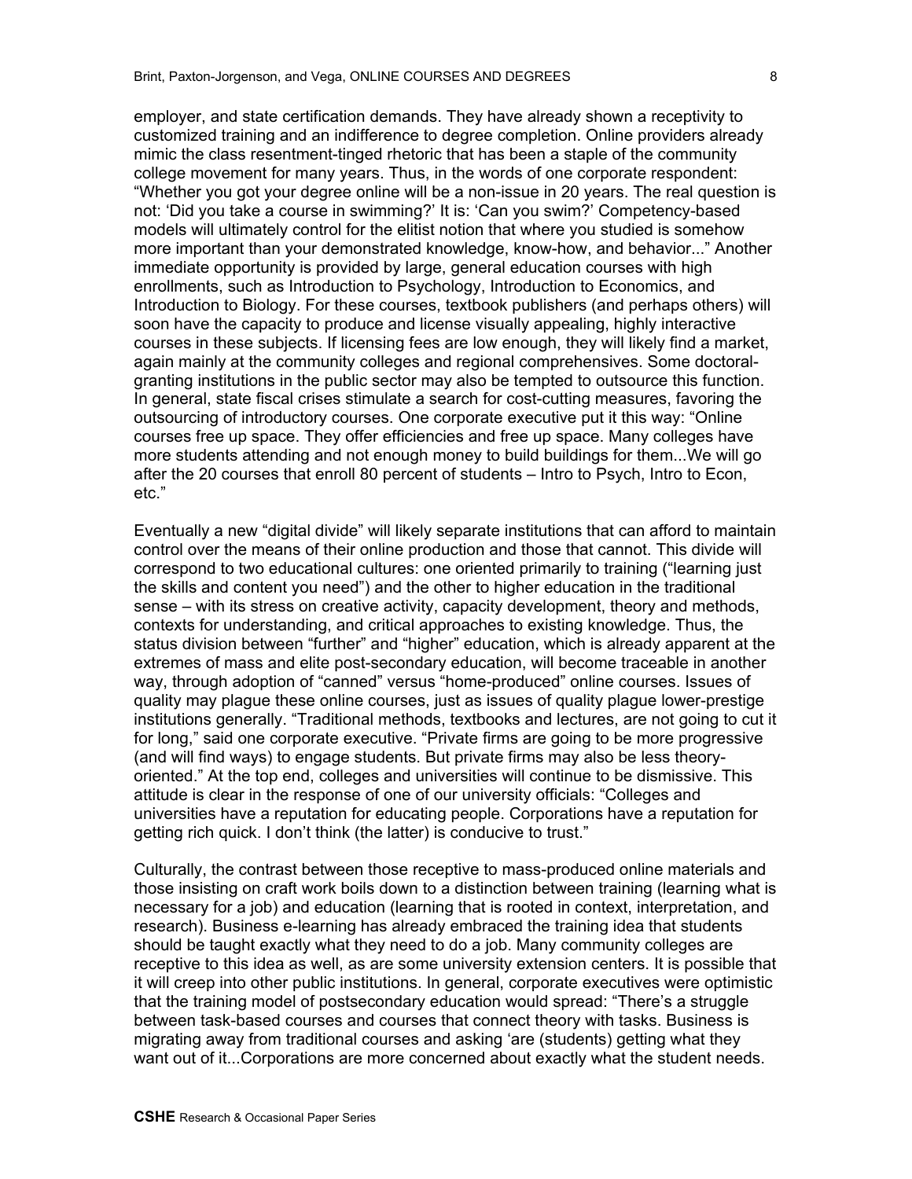employer, and state certification demands. They have already shown a receptivity to customized training and an indifference to degree completion. Online providers already mimic the class resentment-tinged rhetoric that has been a staple of the community college movement for many years. Thus, in the words of one corporate respondent: "Whether you got your degree online will be a non-issue in 20 years. The real question is not: 'Did you take a course in swimming?' It is: 'Can you swim?' Competency-based models will ultimately control for the elitist notion that where you studied is somehow more important than your demonstrated knowledge, know-how, and behavior..." Another immediate opportunity is provided by large, general education courses with high enrollments, such as Introduction to Psychology, Introduction to Economics, and Introduction to Biology. For these courses, textbook publishers (and perhaps others) will soon have the capacity to produce and license visually appealing, highly interactive courses in these subjects. If licensing fees are low enough, they will likely find a market, again mainly at the community colleges and regional comprehensives. Some doctoral-granting institutions in the public sector may also be tempted to outsource this function. In general, state fiscal crises stimulate a search for cost-cutting measures, favoring the outsourcing of introductory courses. One corporate executive put it this way: "Online courses free up space. They offer efficiencies and free up space. Many colleges have more students attending and not enough money to build buildings for them...We will go after the 20 courses that enroll 80 percent of students – Intro to Psych, Intro to Econ, etc."

Eventually a new "digital divide" will likely separate institutions that can afford to maintain control over the means of their online production and those that cannot. This divide will correspond to two educational cultures: one oriented primarily to training ("learning just the skills and content you need") and the other to higher education in the traditional sense – with its stress on creative activity, capacity development, theory and methods, contexts for understanding, and critical approaches to existing knowledge. Thus, the status division between "further" and "higher" education, which is already apparent at the extremes of mass and elite post-secondary education, will become traceable in another way, through adoption of "canned" versus "home-produced" online courses. Issues of quality may plague these online courses, just as issues of quality plague lower-prestige institutions generally. "Traditional methods, textbooks and lectures, are not going to cut it for long," said one corporate executive. "Private firms are going to be more progressive (and will find ways) to engage students. But private firms may also be less theory-oriented." At the top end, colleges and universities will continue to be dismissive. This attitude is clear in the response of one of our university officials: "Colleges and universities have a reputation for educating people. Corporations have a reputation for getting rich quick. I don't think (the latter) is conducive to trust."

Culturally, the contrast between those receptive to mass-produced online materials and those insisting on craft work boils down to a distinction between training (learning what is necessary for a job) and education (learning that is rooted in context, interpretation, and research). Business e-learning has already embraced the training idea that students should be taught exactly what they need to do a job. Many community colleges are receptive to this idea as well, as are some university extension centers. It is possible that it will creep into other public institutions. In general, corporate executives were optimistic that the training model of postsecondary education would spread: "There's a struggle between task-based courses and courses that connect theory with tasks. Business is migrating away from traditional courses and asking 'are (students) getting what they want out of it...Corporations are more concerned about exactly what the student needs.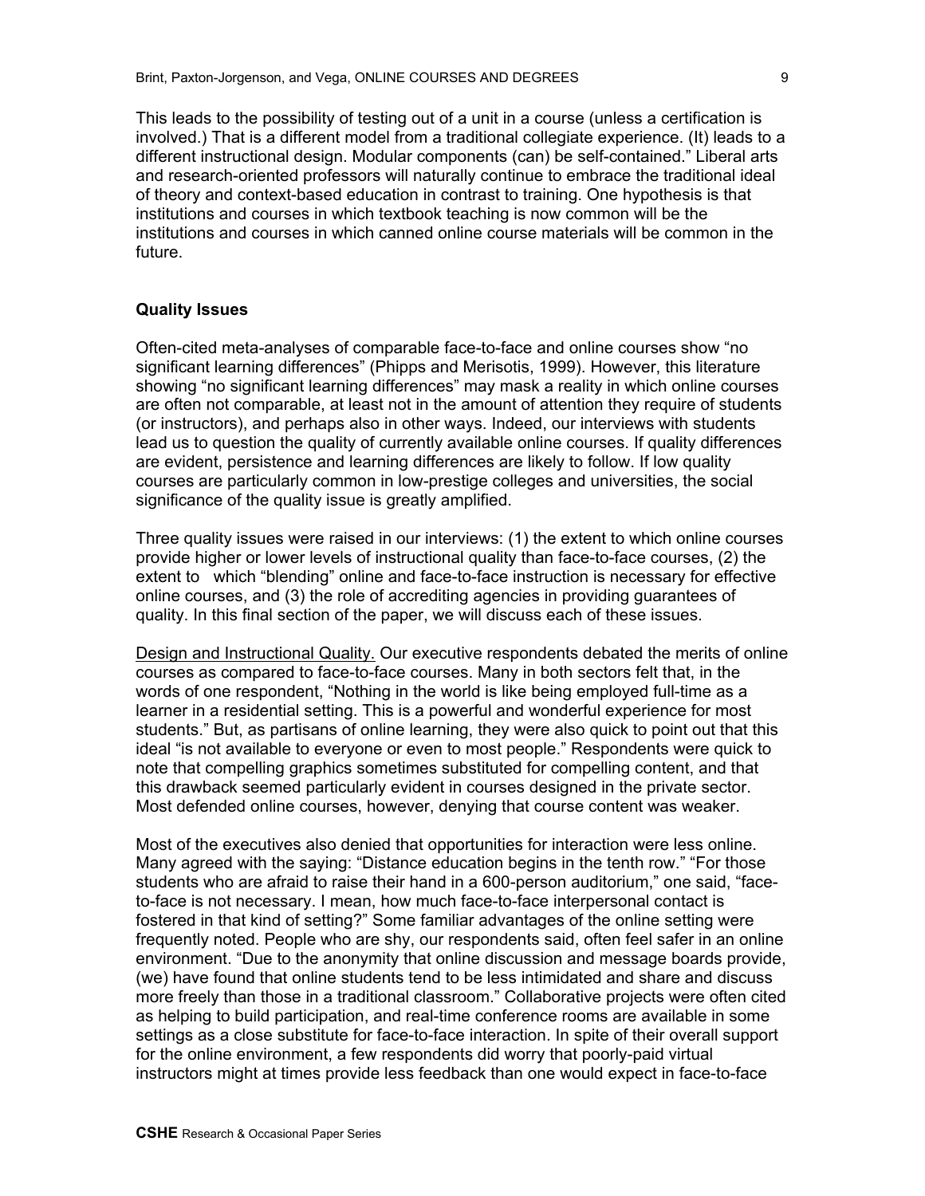This leads to the possibility of testing out of a unit in a course (unless a certification is involved.) That is a different model from a traditional collegiate experience. (It) leads to a different instructional design. Modular components (can) be self-contained." Liberal arts and research-oriented professors will naturally continue to embrace the traditional ideal of theory and context-based education in contrast to training. One hypothesis is that institutions and courses in which textbook teaching is now common will be the institutions and courses in which canned online course materials will be common in the future.

**Quality Issues**

Often-cited meta-analyses of comparable face-to-face and online courses show "no significant learning differences" (Phipps and Merisotis, 1999). However, this literature showing "no significant learning differences" may mask a reality in which online courses are often not comparable, at least not in the amount of attention they require of students (or instructors), and perhaps also in other ways. Indeed, our interviews with students lead us to question the quality of currently available online courses. If quality differences are evident, persistence and learning differences are likely to follow. If low quality courses are particularly common in low-prestige colleges and universities, the social significance of the quality issue is greatly amplified.

Three quality issues were raised in our interviews: (1) the extent to which online courses provide higher or lower levels of instructional quality than face-to-face courses, (2) the extent to which "blending" online and face-to-face instruction is necessary for effective online courses, and (3) the role of accrediting agencies in providing guarantees of quality. In this final section of the paper, we will discuss each of these issues.

Design and Instructional Quality. Our executive respondents debated the merits of online courses as compared to face-to-face courses. Many in both sectors felt that, in the words of one respondent, "Nothing in the world is like being employed full-time as a learner in a residential setting. This is a powerful and wonderful experience for most students." But, as partisans of online learning, they were also quick to point out that this ideal "is not available to everyone or even to most people." Respondents were quick to note that compelling graphics sometimes substituted for compelling content, and that this drawback seemed particularly evident in courses designed in the private sector. Most defended online courses, however, denying that course content was weaker.

Most of the executives also denied that opportunities for interaction were less online. Many agreed with the saying: "Distance education begins in the tenth row." "For those students who are afraid to raise their hand in a 600-person auditorium," one said, "face-to-face is not necessary. I mean, how much face-to-face interpersonal contact is fostered in that kind of setting?" Some familiar advantages of the online setting were frequently noted. People who are shy, our respondents said, often feel safer in an online environment. "Due to the anonymity that online discussion and message boards provide, (we) have found that online students tend to be less intimidated and share and discuss more freely than those in a traditional classroom." Collaborative projects were often cited as helping to build participation, and real-time conference rooms are available in some settings as a close substitute for face-to-face interaction. In spite of their overall support for the online environment, a few respondents did worry that poorly-paid virtual instructors might at times provide less feedback than one would expect in face-to-face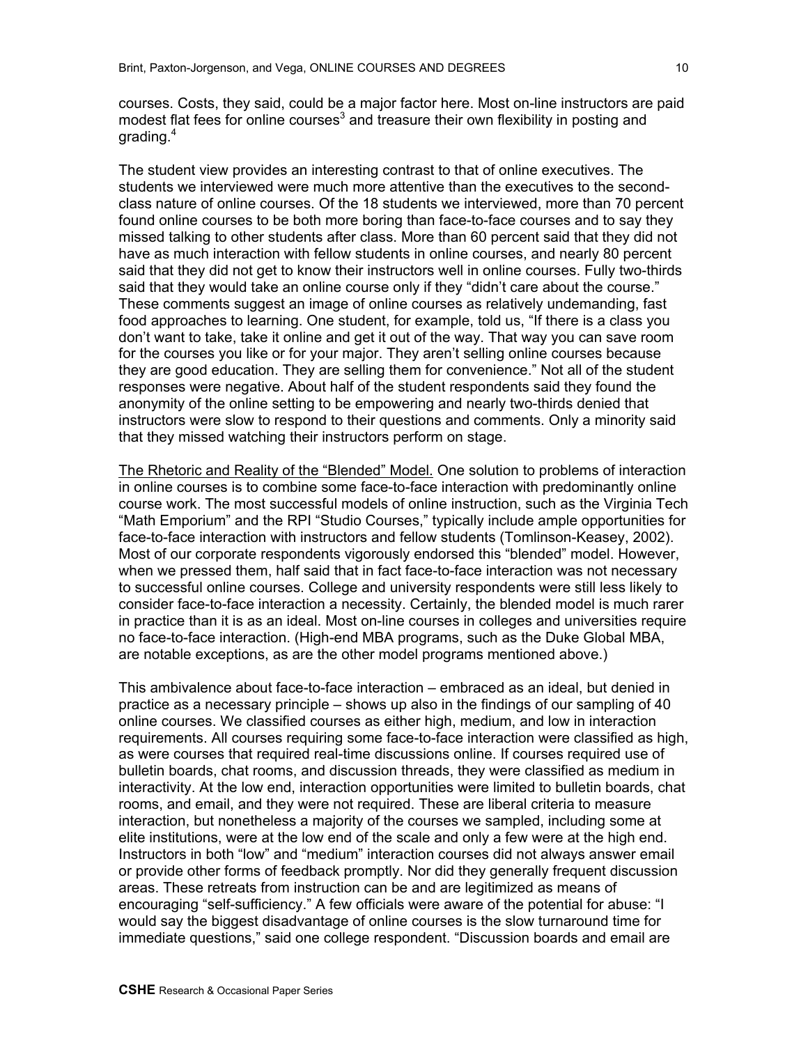courses. Costs, they said, could be a major factor here. Most on-line instructors are paid modest flat fees for online courses[3] and treasure their own flexibility in posting and grading.[4]

The student view provides an interesting contrast to that of online executives. The students we interviewed were much more attentive than the executives to the second-class nature of online courses. Of the 18 students we interviewed, more than 70 percent found online courses to be both more boring than face-to-face courses and to say they missed talking to other students after class. More than 60 percent said that they did not have as much interaction with fellow students in online courses, and nearly 80 percent said that they did not get to know their instructors well in online courses. Fully two-thirds said that they would take an online course only if they "didn't care about the course." These comments suggest an image of online courses as relatively undemanding, fast food approaches to learning. One student, for example, told us, "If there is a class you don't want to take, take it online and get it out of the way. That way you can save room for the courses you like or for your major. They aren't selling online courses because they are good education. They are selling them for convenience." Not all of the student responses were negative. About half of the student respondents said they found the anonymity of the online setting to be empowering and nearly two-thirds denied that instructors were slow to respond to their questions and comments. Only a minority said that they missed watching their instructors perform on stage.

<u>The Rhetoric and Reality of the "Blended" Model.</u> One solution to problems of interaction in online courses is to combine some face-to-face interaction with predominantly online course work. The most successful models of online instruction, such as the Virginia Tech "Math Emporium" and the RPI "Studio Courses," typically include ample opportunities for face-to-face interaction with instructors and fellow students (Tomlinson-Keasey, 2002). Most of our corporate respondents vigorously endorsed this "blended" model. However, when we pressed them, half said that in fact face-to-face interaction was not necessary to successful online courses. College and university respondents were still less likely to consider face-to-face interaction a necessity. Certainly, the blended model is much rarer in practice than it is as an ideal. Most on-line courses in colleges and universities require no face-to-face interaction. (High-end MBA programs, such as the Duke Global MBA, are notable exceptions, as are the other model programs mentioned above.)

This ambivalence about face-to-face interaction – embraced as an ideal, but denied in practice as a necessary principle – shows up also in the findings of our sampling of 40 online courses. We classified courses as either high, medium, and low in interaction requirements. All courses requiring some face-to-face interaction were classified as high, as were courses that required real-time discussions online. If courses required use of bulletin boards, chat rooms, and discussion threads, they were classified as medium in interactivity. At the low end, interaction opportunities were limited to bulletin boards, chat rooms, and email, and they were not required. These are liberal criteria to measure interaction, but nonetheless a majority of the courses we sampled, including some at elite institutions, were at the low end of the scale and only a few were at the high end. Instructors in both "low" and "medium" interaction courses did not always answer email or provide other forms of feedback promptly. Nor did they generally frequent discussion areas. These retreats from instruction can be and are legitimized as means of encouraging "self-sufficiency." A few officials were aware of the potential for abuse: "I would say the biggest disadvantage of online courses is the slow turnaround time for immediate questions," said one college respondent. "Discussion boards and email are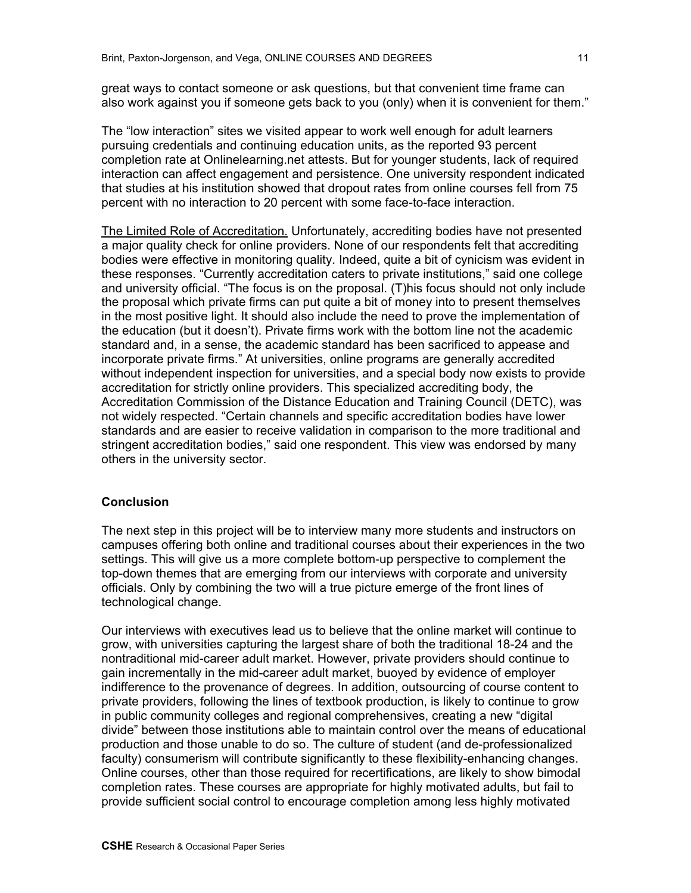great ways to contact someone or ask questions, but that convenient time frame can also work against you if someone gets back to you (only) when it is convenient for them."

The "low interaction" sites we visited appear to work well enough for adult learners pursuing credentials and continuing education units, as the reported 93 percent completion rate at Onlinelearning.net attests. But for younger students, lack of required interaction can affect engagement and persistence. One university respondent indicated that studies at his institution showed that dropout rates from online courses fell from 75 percent with no interaction to 20 percent with some face-to-face interaction.

<u>The Limited Role of Accreditation.</u> Unfortunately, accrediting bodies have not presented a major quality check for online providers. None of our respondents felt that accrediting bodies were effective in monitoring quality. Indeed, quite a bit of cynicism was evident in these responses. "Currently accreditation caters to private institutions," said one college and university official. "The focus is on the proposal. (T)his focus should not only include the proposal which private firms can put quite a bit of money into to present themselves in the most positive light. It should also include the need to prove the implementation of the education (but it doesn't). Private firms work with the bottom line not the academic standard and, in a sense, the academic standard has been sacrificed to appease and incorporate private firms." At universities, online programs are generally accredited without independent inspection for universities, and a special body now exists to provide accreditation for strictly online providers. This specialized accrediting body, the Accreditation Commission of the Distance Education and Training Council (DETC), was not widely respected. "Certain channels and specific accreditation bodies have lower standards and are easier to receive validation in comparison to the more traditional and stringent accreditation bodies," said one respondent. This view was endorsed by many others in the university sector.

## Conclusion

The next step in this project will be to interview many more students and instructors on campuses offering both online and traditional courses about their experiences in the two settings. This will give us a more complete bottom-up perspective to complement the top-down themes that are emerging from our interviews with corporate and university officials. Only by combining the two will a true picture emerge of the front lines of technological change.

Our interviews with executives lead us to believe that the online market will continue to grow, with universities capturing the largest share of both the traditional 18-24 and the nontraditional mid-career adult market. However, private providers should continue to gain incrementally in the mid-career adult market, buoyed by evidence of employer indifference to the provenance of degrees. In addition, outsourcing of course content to private providers, following the lines of textbook production, is likely to continue to grow in public community colleges and regional comprehensives, creating a new "digital divide" between those institutions able to maintain control over the means of educational production and those unable to do so. The culture of student (and de-professionalized faculty) consumerism will contribute significantly to these flexibility-enhancing changes. Online courses, other than those required for recertifications, are likely to show bimodal completion rates. These courses are appropriate for highly motivated adults, but fail to provide sufficient social control to encourage completion among less highly motivated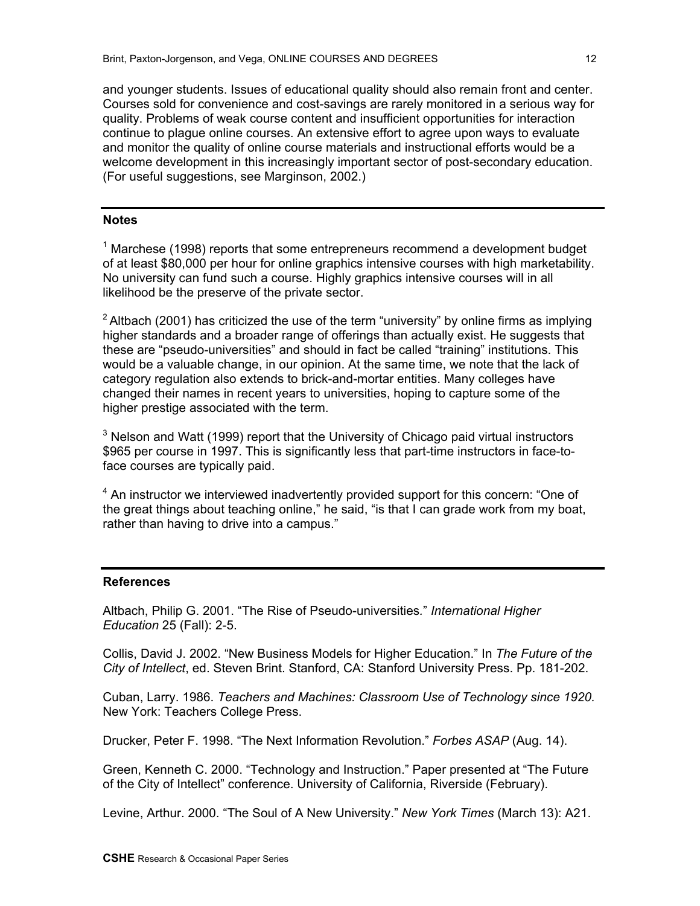and younger students. Issues of educational quality should also remain front and center. Courses sold for convenience and cost-savings are rarely monitored in a serious way for quality. Problems of weak course content and insufficient opportunities for interaction continue to plague online courses. An extensive effort to agree upon ways to evaluate and monitor the quality of online course materials and instructional efforts would be a welcome development in this increasingly important sector of post-secondary education. (For useful suggestions, see Marginson, 2002.)

## Notes

[1] Marchese (1998) reports that some entrepreneurs recommend a development budget of at least $80,000 per hour for online graphics intensive courses with high marketability. No university can fund such a course. Highly graphics intensive courses will in all likelihood be the preserve of the private sector.

[2] Altbach (2001) has criticized the use of the term "university" by online firms as implying higher standards and a broader range of offerings than actually exist. He suggests that these are "pseudo-universities" and should in fact be called "training" institutions. This would be a valuable change, in our opinion. At the same time, we note that the lack of category regulation also extends to brick-and-mortar entities. Many colleges have changed their names in recent years to universities, hoping to capture some of the higher prestige associated with the term.

[3] Nelson and Watt (1999) report that the University of Chicago paid virtual instructors $965 per course in 1997. This is significantly less that part-time instructors in face-to-face courses are typically paid.

[4] An instructor we interviewed inadvertently provided support for this concern: "One of the great things about teaching online," he said, "is that I can grade work from my boat, rather than having to drive into a campus."

## References

Altbach, Philip G. 2001. "The Rise of Pseudo-universities." *International Higher Education* 25 (Fall): 2-5.

Collis, David J. 2002. "New Business Models for Higher Education." In *The Future of the City of Intellect*, ed. Steven Brint. Stanford, CA: Stanford University Press. Pp. 181-202.

Cuban, Larry. 1986. *Teachers and Machines: Classroom Use of Technology since 1920.* New York: Teachers College Press.

Drucker, Peter F. 1998. "The Next Information Revolution." *Forbes ASAP* (Aug. 14).

Green, Kenneth C. 2000. "Technology and Instruction." Paper presented at "The Future of the City of Intellect" conference. University of California, Riverside (February).

Levine, Arthur. 2000. "The Soul of A New University." *New York Times* (March 13): A21.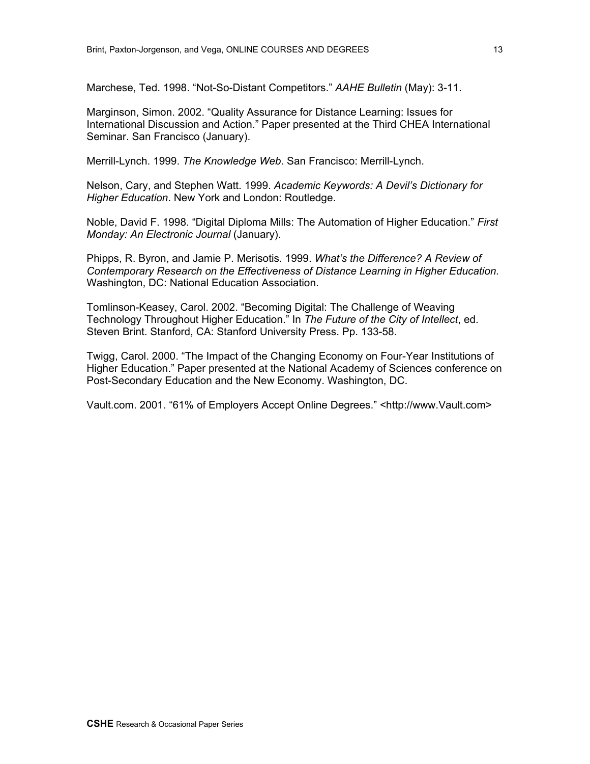Marchese, Ted. 1998. “Not-So-Distant Competitors.” *AAHE Bulletin* (May): 3-11.

Marginson, Simon. 2002. “Quality Assurance for Distance Learning: Issues for International Discussion and Action.” Paper presented at the Third CHEA International Seminar. San Francisco (January).

Merrill-Lynch. 1999. *The Knowledge Web*. San Francisco: Merrill-Lynch.

Nelson, Cary, and Stephen Watt. 1999. *Academic Keywords: A Devil’s Dictionary for Higher Education*. New York and London: Routledge.

Noble, David F. 1998. “Digital Diploma Mills: The Automation of Higher Education.” *First Monday: An Electronic Journal* (January).

Phipps, R. Byron, and Jamie P. Merisotis. 1999. *What’s the Difference? A Review of Contemporary Research on the Effectiveness of Distance Learning in Higher Education.* Washington, DC: National Education Association.

Tomlinson-Keasey, Carol. 2002. “Becoming Digital: The Challenge of Weaving Technology Throughout Higher Education.” In *The Future of the City of Intellect*, ed. Steven Brint. Stanford, CA: Stanford University Press. Pp. 133-58.

Twigg, Carol. 2000. “The Impact of the Changing Economy on Four-Year Institutions of Higher Education.” Paper presented at the National Academy of Sciences conference on Post-Secondary Education and the New Economy. Washington, DC.

Vault.com. 2001. “61% of Employers Accept Online Degrees.” <http://www.Vault.com>